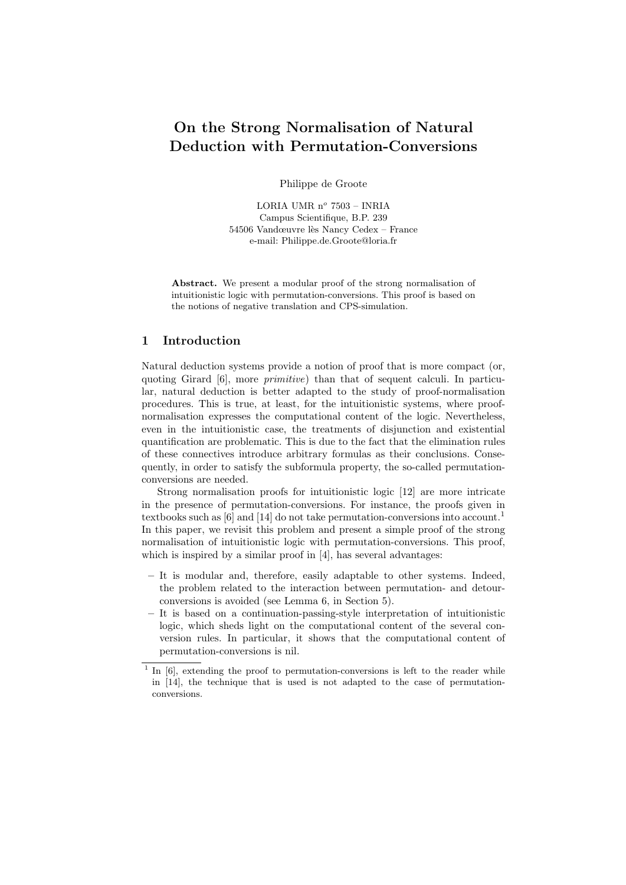# On the Strong Normalisation of Natural Deduction with Permutation-Conversions

Philippe de Groote

LORIA UMR n$^o$ 7503 – INRIA
Campus Scientifique, B.P. 239
54506 Vandœuvre lès Nancy Cedex – France
e-mail: Philippe.de.Groote@loria.fr

**Abstract.** We present a modular proof of the strong normalisation of intuitionistic logic with permutation-conversions. This proof is based on the notions of negative translation and CPS-simulation.

## 1 Introduction

Natural deduction systems provide a notion of proof that is more compact (or, quoting Girard [6], more *primitive*) than that of sequent calculi. In particular, natural deduction is better adapted to the study of proof-normalisation procedures. This is true, at least, for the intuitionistic systems, where proof-normalisation expresses the computational content of the logic. Nevertheless, even in the intuitionistic case, the treatments of disjunction and existential quantification are problematic. This is due to the fact that the elimination rules of these connectives introduce arbitrary formulas as their conclusions. Consequently, in order to satisfy the subformula property, the so-called permutation-conversions are needed.

Strong normalisation proofs for intuitionistic logic [12] are more intricate in the presence of permutation-conversions. For instance, the proofs given in textbooks such as [6] and [14] do not take permutation-conversions into account.[1] In this paper, we revisit this problem and present a simple proof of the strong normalisation of intuitionistic logic with permutation-conversions. This proof, which is inspired by a similar proof in [4], has several advantages:

– It is modular and, therefore, easily adaptable to other systems. Indeed, the problem related to the interaction between permutation- and detour-conversions is avoided (see Lemma 6, in Section 5).
– It is based on a continuation-passing-style interpretation of intuitionistic logic, which sheds light on the computational content of the several conversion rules. In particular, it shows that the computational content of permutation-conversions is nil.

[1] In [6], extending the proof to permutation-conversions is left to the reader while in [14], the technique that is used is not adapted to the case of permutation-conversions.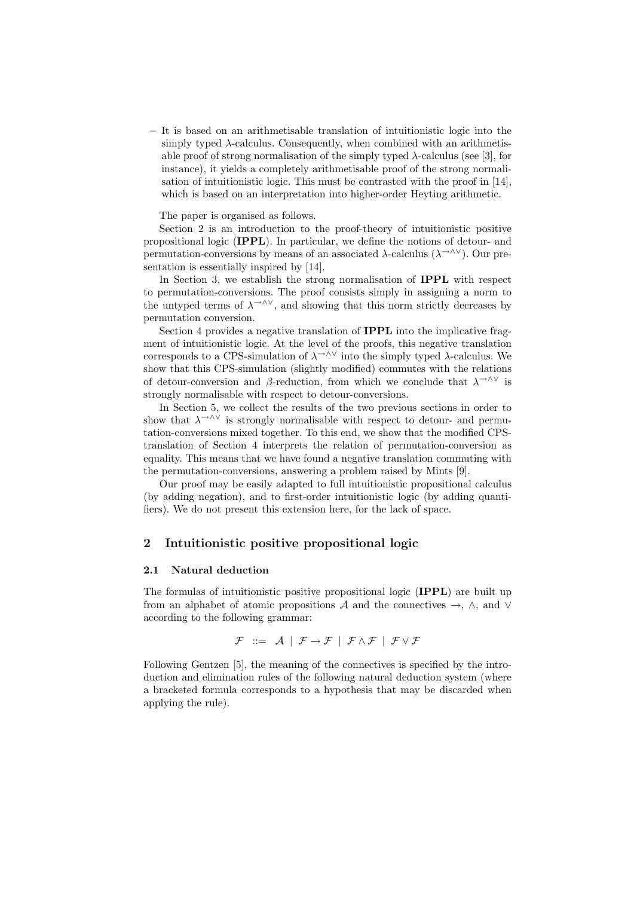– It is based on an arithmetisable translation of intuitionistic logic into the simply typed $\lambda$-calculus. Consequently, when combined with an arithmetisable proof of strong normalisation of the simply typed $\lambda$-calculus (see [3], for instance), it yields a completely arithmetisable proof of the strong normalisation of intuitionistic logic. This must be contrasted with the proof in [14], which is based on an interpretation into higher-order Heyting arithmetic.

The paper is organised as follows.

Section 2 is an introduction to the proof-theory of intuitionistic positive propositional logic (**IPPL**). In particular, we define the notions of detour- and permutation-conversions by means of an associated $\lambda$-calculus ($\lambda^{\rightarrow\wedge\vee}$). Our presentation is essentially inspired by [14].

In Section 3, we establish the strong normalisation of **IPPL** with respect to permutation-conversions. The proof consists simply in assigning a norm to the untyped terms of $\lambda^{\rightarrow\wedge\vee}$, and showing that this norm strictly decreases by permutation conversion.

Section 4 provides a negative translation of **IPPL** into the implicative fragment of intuitionistic logic. At the level of the proofs, this negative translation corresponds to a CPS-simulation of $\lambda^{\rightarrow\wedge\vee}$ into the simply typed $\lambda$-calculus. We show that this CPS-simulation (slightly modified) commutes with the relations of detour-conversion and $\beta$-reduction, from which we conclude that $\lambda^{\rightarrow\wedge\vee}$ is strongly normalisable with respect to detour-conversions.

In Section 5, we collect the results of the two previous sections in order to show that $\lambda^{\rightarrow\wedge\vee}$ is strongly normalisable with respect to detour- and permutation-conversions mixed together. To this end, we show that the modified CPS-translation of Section 4 interprets the relation of permutation-conversion as equality. This means that we have found a negative translation commuting with the permutation-conversions, answering a problem raised by Mints [9].

Our proof may be easily adapted to full intuitionistic propositional calculus (by adding negation), and to first-order intuitionistic logic (by adding quantifiers). We do not present this extension here, for the lack of space.

## 2 Intuitionistic positive propositional logic

### 2.1 Natural deduction

The formulas of intuitionistic positive propositional logic (**IPPL**) are built up from an alphabet of atomic propositions $\mathcal{A}$ and the connectives $\rightarrow$, $\wedge$, and $\vee$ according to the following grammar:

$$\mathcal{F} \ ::= \ \mathcal{A} \mid \mathcal{F} \rightarrow \mathcal{F} \mid \mathcal{F} \wedge \mathcal{F} \mid \mathcal{F} \vee \mathcal{F}$$

Following Gentzen [5], the meaning of the connectives is specified by the introduction and elimination rules of the following natural deduction system (where a bracketed formula corresponds to a hypothesis that may be discarded when applying the rule).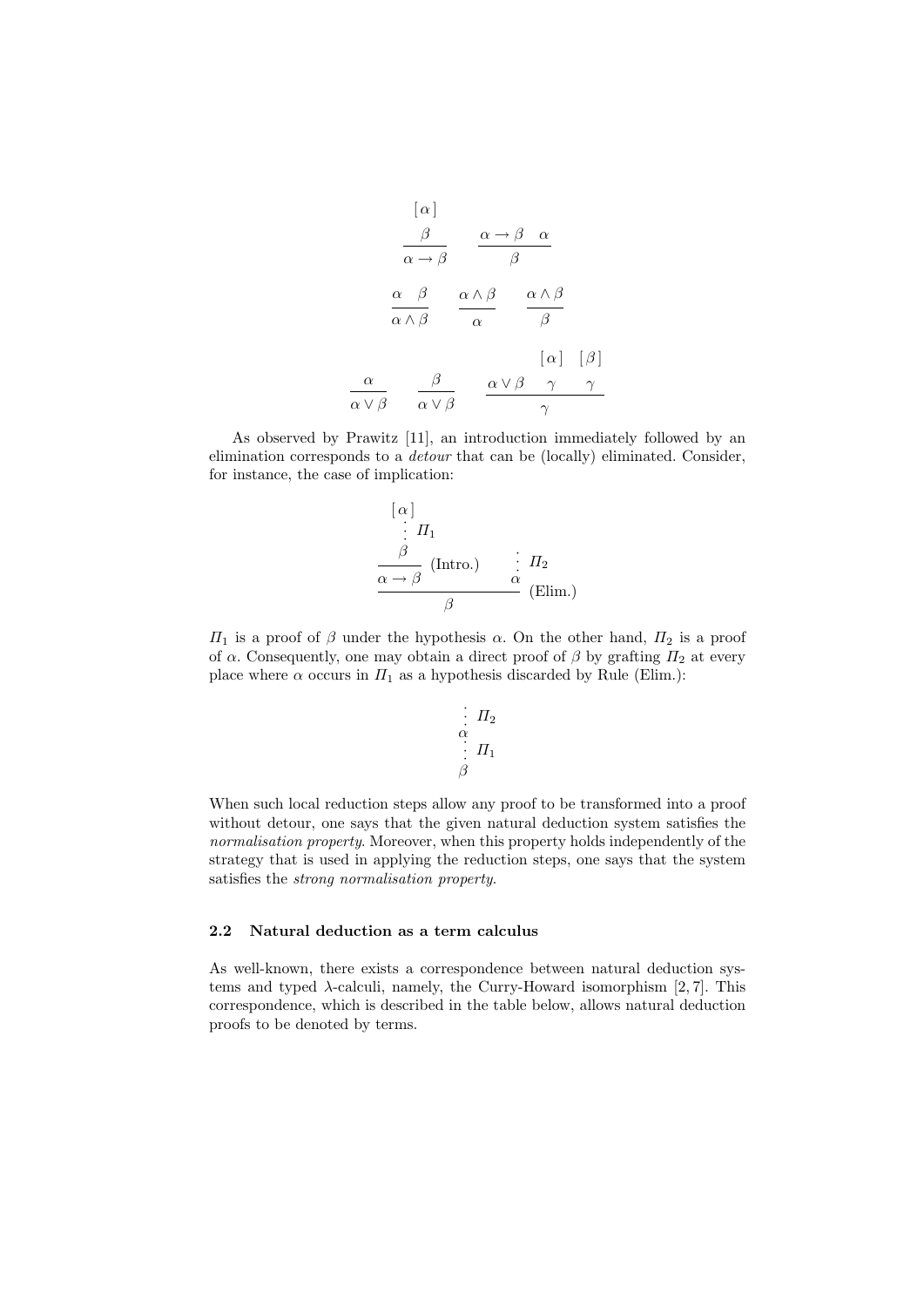$$
\frac{\begin{array}{c}[\,\alpha\,]\\ \beta\end{array}}{\alpha \to \beta}
\qquad
\frac{\alpha \to \beta \quad \alpha}{\beta}
$$

$$
\frac{\alpha \quad \beta}{\alpha \wedge \beta}
\qquad
\frac{\alpha \wedge \beta}{\alpha}
\qquad
\frac{\alpha \wedge \beta}{\beta}
$$

$$
\frac{\alpha}{\alpha \vee \beta}
\qquad
\frac{\beta}{\alpha \vee \beta}
\qquad
\frac{\alpha \vee \beta \quad \begin{array}{c}[\,\alpha\,]\\ \gamma\end{array} \quad \begin{array}{c}[\,\beta\,]\\ \gamma\end{array}}{\gamma}
$$

As observed by Prawitz [11], an introduction immediately followed by an elimination corresponds to a *detour* that can be (locally) eliminated. Consider, for instance, the case of implication:

$$
\dfrac{\dfrac{\begin{array}{c}[\,\alpha\,]\\ \vdots\ \Pi_1\\ \beta\end{array}}{\alpha \to \beta}\ (\text{Intro.}) \qquad \begin{array}{c}\vdots\ \Pi_2\\ \alpha\end{array}}{\beta}\ (\text{Elim.})
$$

$\Pi_1$ is a proof of $\beta$ under the hypothesis $\alpha$. On the other hand, $\Pi_2$ is a proof of $\alpha$. Consequently, one may obtain a direct proof of $\beta$ by grafting $\Pi_2$ at every place where $\alpha$ occurs in $\Pi_1$ as a hypothesis discarded by Rule (Elim.):

$$
\begin{array}{c}\vdots\ \Pi_2\\ \alpha\\ \vdots\ \Pi_1\\ \beta\end{array}
$$

When such local reduction steps allow any proof to be transformed into a proof without detour, one says that the given natural deduction system satisfies the *normalisation property*. Moreover, when this property holds independently of the strategy that is used in applying the reduction steps, one says that the system satisfies the *strong normalisation property*.

### 2.2 Natural deduction as a term calculus

As well-known, there exists a correspondence between natural deduction systems and typed $\lambda$-calculi, namely, the Curry-Howard isomorphism [2, 7]. This correspondence, which is described in the table below, allows natural deduction proofs to be denoted by terms.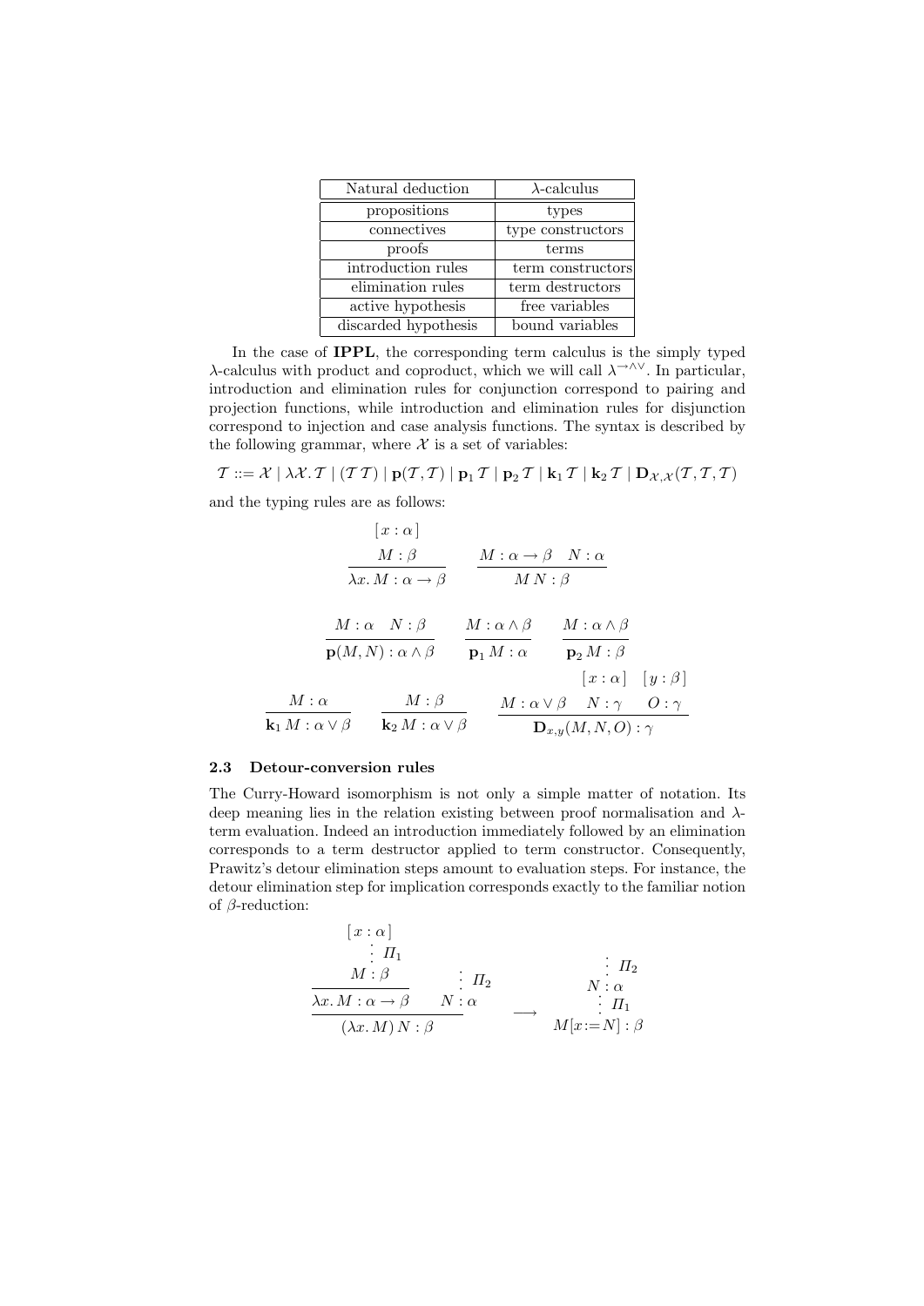| Natural deduction | $\lambda$-calculus |
|---|---|
| propositions | types |
| connectives | type constructors |
| proofs | terms |
| introduction rules | term constructors |
| elimination rules | term destructors |
| active hypothesis | free variables |
| discarded hypothesis | bound variables |

In the case of **IPPL**, the corresponding term calculus is the simply typed $\lambda$-calculus with product and coproduct, which we will call $\lambda^{\rightarrow\wedge\vee}$. In particular, introduction and elimination rules for conjunction correspond to pairing and projection functions, while introduction and elimination rules for disjunction correspond to injection and case analysis functions. The syntax is described by the following grammar, where $\mathcal{X}$ is a set of variables:

$$\mathcal{T} ::= \mathcal{X} \mid \lambda\mathcal{X}.\,\mathcal{T} \mid (\mathcal{T}\,\mathcal{T}) \mid \mathbf{p}(\mathcal{T},\mathcal{T}) \mid \mathbf{p}_1\,\mathcal{T} \mid \mathbf{p}_2\,\mathcal{T} \mid \mathbf{k}_1\,\mathcal{T} \mid \mathbf{k}_2\,\mathcal{T} \mid \mathbf{D}_{\mathcal{X},\mathcal{X}}(\mathcal{T},\mathcal{T},\mathcal{T})$$

and the typing rules are as follows:

$$\frac{\begin{array}{c}[\,x:\alpha\,]\\ M:\beta\end{array}}{\lambda x.\,M:\alpha\rightarrow\beta} \qquad \frac{M:\alpha\rightarrow\beta \quad N:\alpha}{M\,N:\beta}$$

$$\frac{M:\alpha \quad N:\beta}{\mathbf{p}(M,N):\alpha\wedge\beta} \qquad \frac{M:\alpha\wedge\beta}{\mathbf{p}_1\,M:\alpha} \qquad \frac{M:\alpha\wedge\beta}{\mathbf{p}_2\,M:\beta}$$

$$\frac{M:\alpha}{\mathbf{k}_1\,M:\alpha\vee\beta} \qquad \frac{M:\beta}{\mathbf{k}_2\,M:\alpha\vee\beta} \qquad \frac{M:\alpha\vee\beta \quad \begin{array}{c}[\,x:\alpha\,]\\ N:\gamma\end{array} \quad \begin{array}{c}[\,y:\beta\,]\\ O:\gamma\end{array}}{\mathbf{D}_{x,y}(M,N,O):\gamma}$$

### 2.3 Detour-conversion rules

The Curry-Howard isomorphism is not only a simple matter of notation. Its deep meaning lies in the relation existing between proof normalisation and $\lambda$-term evaluation. Indeed an introduction immediately followed by an elimination corresponds to a term destructor applied to term constructor. Consequently, Prawitz's detour elimination steps amount to evaluation steps. For instance, the detour elimination step for implication corresponds exactly to the familiar notion of $\beta$-reduction:

$$\frac{\dfrac{\begin{array}{c}[\,x:\alpha\,]\\ \vdots\ \Pi_1\\ M:\beta\end{array}}{\lambda x.\,M:\alpha\rightarrow\beta} \qquad \begin{array}{c}\vdots\ \Pi_2\\ N:\alpha\end{array}}{(\lambda x.\,M)\,N:\beta} \quad\longrightarrow\quad \begin{array}{c}\vdots\ \Pi_2\\ N:\alpha\\ \vdots\ \Pi_1\\ M[x{:=}N]:\beta\end{array}$$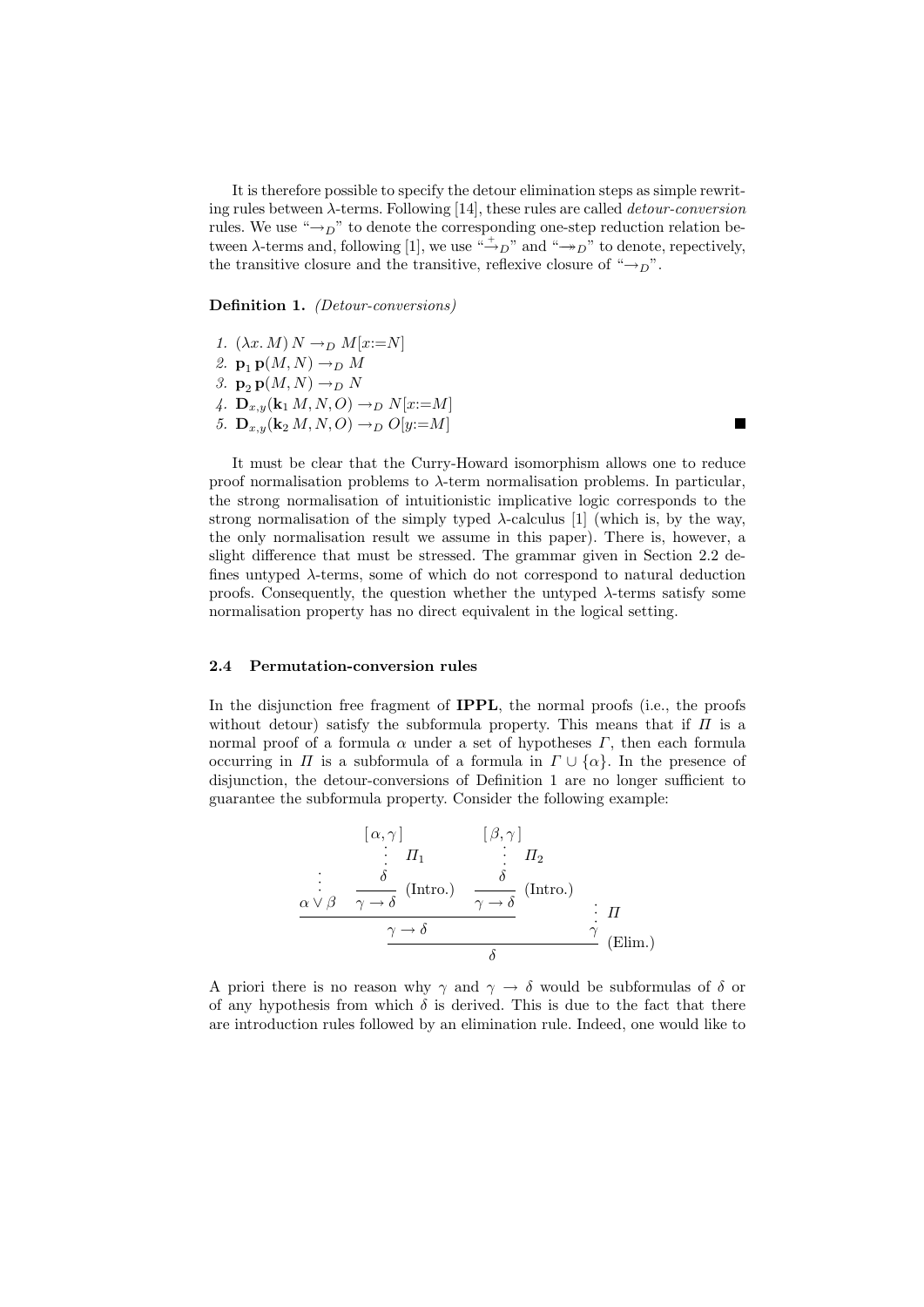It is therefore possible to specify the detour elimination steps as simple rewriting rules between λ-terms. Following [14], these rules are called *detour-conversion* rules. We use "$\rightarrow_D$" to denote the corresponding one-step reduction relation between λ-terms and, following [1], we use "$\xrightarrow{+}_D$" and "$\twoheadrightarrow_D$" to denote, respectively, the transitive closure and the transitive, reflexive closure of "$\rightarrow_D$".

**Definition 1.** *(Detour-conversions)*

1. $(\lambda x.\, M)\, N \rightarrow_D M[x{:=}N]$
2. $\mathbf{p}_1\, \mathbf{p}(M, N) \rightarrow_D M$
3. $\mathbf{p}_2\, \mathbf{p}(M, N) \rightarrow_D N$
4. $\mathbf{D}_{x,y}(\mathbf{k}_1\, M, N, O) \rightarrow_D N[x{:=}M]$
5. $\mathbf{D}_{x,y}(\mathbf{k}_2\, M, N, O) \rightarrow_D O[y{:=}M]$ ■

It must be clear that the Curry-Howard isomorphism allows one to reduce proof normalisation problems to λ-term normalisation problems. In particular, the strong normalisation of intuitionistic implicative logic corresponds to the strong normalisation of the simply typed λ-calculus [1] (which is, by the way, the only normalisation result we assume in this paper). There is, however, a slight difference that must be stressed. The grammar given in Section 2.2 defines untyped λ-terms, some of which do not correspond to natural deduction proofs. Consequently, the question whether the untyped λ-terms satisfy some normalisation property has no direct equivalent in the logical setting.

### 2.4 Permutation-conversion rules

In the disjunction free fragment of **IPPL**, the normal proofs (i.e., the proofs without detour) satisfy the subformula property. This means that if $\Pi$ is a normal proof of a formula $\alpha$ under a set of hypotheses $\Gamma$, then each formula occurring in $\Pi$ is a subformula of a formula in $\Gamma \cup \{\alpha\}$. In the presence of disjunction, the detour-conversions of Definition 1 are no longer sufficient to guarantee the subformula property. Consider the following example:

$$\dfrac{\dfrac{\vdots \quad\quad \dfrac{\begin{matrix}[\alpha, \gamma] \\ \vdots\ \Pi_1 \\ \delta\end{matrix}}{\gamma \rightarrow \delta}\ (\text{Intro.}) \quad\quad \dfrac{\begin{matrix}[\beta, \gamma] \\ \vdots\ \Pi_2 \\ \delta\end{matrix}}{\gamma \rightarrow \delta}\ (\text{Intro.})}{\alpha \vee \beta \qquad\qquad \gamma \rightarrow \delta} \qquad \begin{matrix}\vdots\ \Pi \\ \gamma\end{matrix}}{\delta}\ (\text{Elim.})$$

A priori there is no reason why $\gamma$ and $\gamma \rightarrow \delta$ would be subformulas of $\delta$ or of any hypothesis from which $\delta$ is derived. This is due to the fact that there are introduction rules followed by an elimination rule. Indeed, one would like to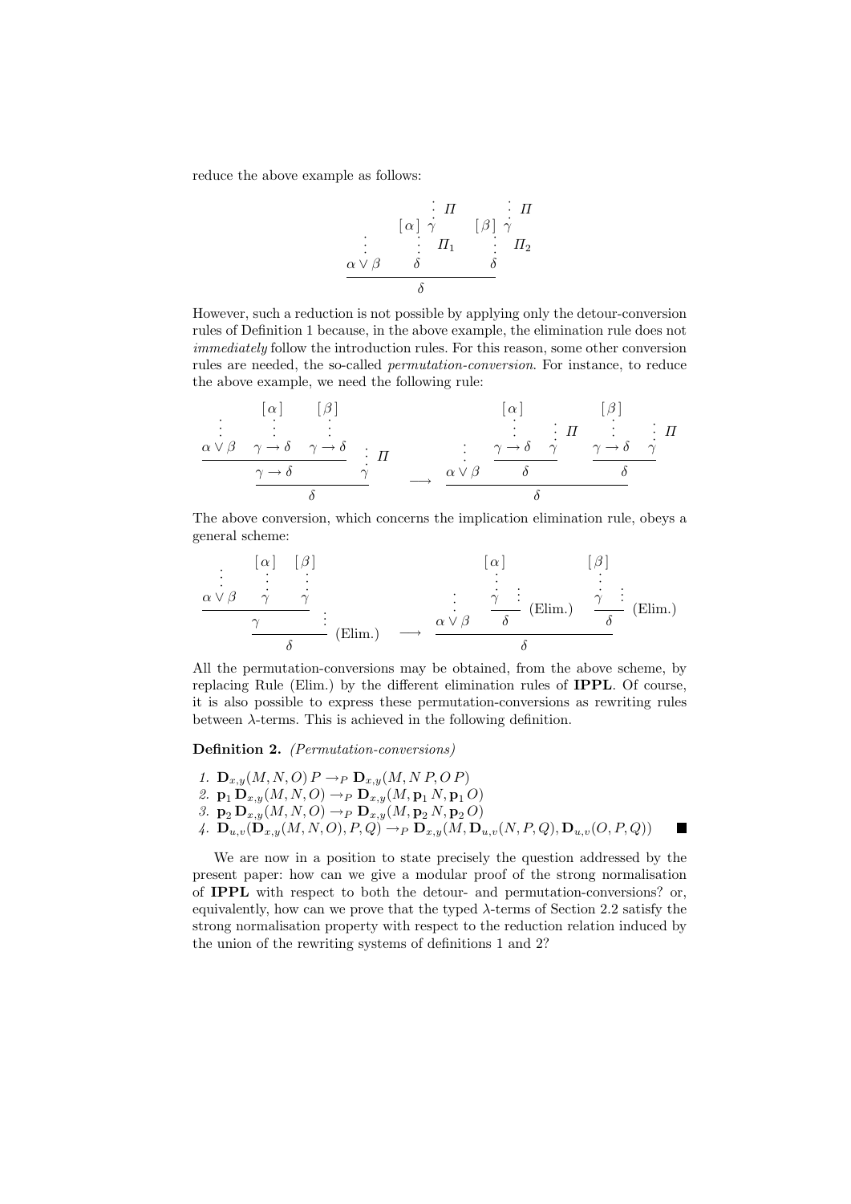reduce the above example as follows:

$$
\dfrac{\begin{array}{c}\vdots \\ \alpha\vee\beta\end{array} \quad \begin{array}{c} [\,\alpha\,]\ \begin{array}{c}\vdots\ \Pi \\ \gamma\end{array} \\ \vdots\ \Pi_1 \\ \delta\end{array} \quad \begin{array}{c} [\,\beta\,]\ \begin{array}{c}\vdots\ \Pi \\ \gamma\end{array} \\ \vdots\ \Pi_2 \\ \delta\end{array}}{\delta}
$$

However, such a reduction is not possible by applying only the detour-conversion rules of Definition 1 because, in the above example, the elimination rule does not *immediately* follow the introduction rules. For this reason, some other conversion rules are needed, the so-called *permutation-conversion*. For instance, to reduce the above example, we need the following rule:

$$
\dfrac{\dfrac{\begin{array}{c}\vdots \\ \alpha\vee\beta\end{array} \quad \begin{array}{c}[\,\alpha\,] \\ \vdots \\ \gamma\to\delta\end{array} \quad \begin{array}{c}[\,\beta\,] \\ \vdots \\ \gamma\to\delta\end{array}}{\gamma\to\delta} \quad \begin{array}{c}\vdots\ \Pi \\ \gamma\end{array}}{\delta}
\quad\longrightarrow\quad
\dfrac{\begin{array}{c}\vdots \\ \alpha\vee\beta\end{array} \quad \dfrac{\begin{array}{c}[\,\alpha\,] \\ \vdots \\ \gamma\to\delta\end{array} \quad \begin{array}{c}\vdots\ \Pi \\ \gamma\end{array}}{\delta} \quad \dfrac{\begin{array}{c}[\,\beta\,] \\ \vdots \\ \gamma\to\delta\end{array} \quad \begin{array}{c}\vdots\ \Pi \\ \gamma\end{array}}{\delta}}{\delta}
$$

The above conversion, which concerns the implication elimination rule, obeys a general scheme:

$$
\dfrac{\dfrac{\begin{array}{c}\vdots \\ \alpha\vee\beta\end{array} \quad \begin{array}{c}[\,\alpha\,] \\ \vdots \\ \gamma\end{array} \quad \begin{array}{c}[\,\beta\,] \\ \vdots \\ \gamma\end{array}}{\gamma} \quad \vdots}{\delta}\ (\text{Elim.})
\quad\longrightarrow\quad
\dfrac{\begin{array}{c}\vdots \\ \alpha\vee\beta\end{array} \quad \dfrac{\begin{array}{c}[\,\alpha\,] \\ \vdots \\ \gamma\end{array} \quad \vdots}{\delta}\ (\text{Elim.}) \quad \dfrac{\begin{array}{c}[\,\beta\,] \\ \vdots \\ \gamma\end{array} \quad \vdots}{\delta}\ (\text{Elim.})}{\delta}
$$

All the permutation-conversions may be obtained, from the above scheme, by replacing Rule (Elim.) by the different elimination rules of **IPPL**. Of course, it is also possible to express these permutation-conversions as rewriting rules between λ-terms. This is achieved in the following definition.

**Definition 2.** *(Permutation-conversions)*

1. $\mathbf{D}_{x,y}(M,N,O)\,P \to_P \mathbf{D}_{x,y}(M,N\,P,O\,P)$
2. $\mathbf{p}_1\,\mathbf{D}_{x,y}(M,N,O) \to_P \mathbf{D}_{x,y}(M,\mathbf{p}_1\,N,\mathbf{p}_1\,O)$
3. $\mathbf{p}_2\,\mathbf{D}_{x,y}(M,N,O) \to_P \mathbf{D}_{x,y}(M,\mathbf{p}_2\,N,\mathbf{p}_2\,O)$
4. $\mathbf{D}_{u,v}(\mathbf{D}_{x,y}(M,N,O),P,Q) \to_P \mathbf{D}_{x,y}(M,\mathbf{D}_{u,v}(N,P,Q),\mathbf{D}_{u,v}(O,P,Q))$ ■

We are now in a position to state precisely the question addressed by the present paper: how can we give a modular proof of the strong normalisation of **IPPL** with respect to both the detour- and permutation-conversions? or, equivalently, how can we prove that the typed λ-terms of Section 2.2 satisfy the strong normalisation property with respect to the reduction relation induced by the union of the rewriting systems of definitions 1 and 2?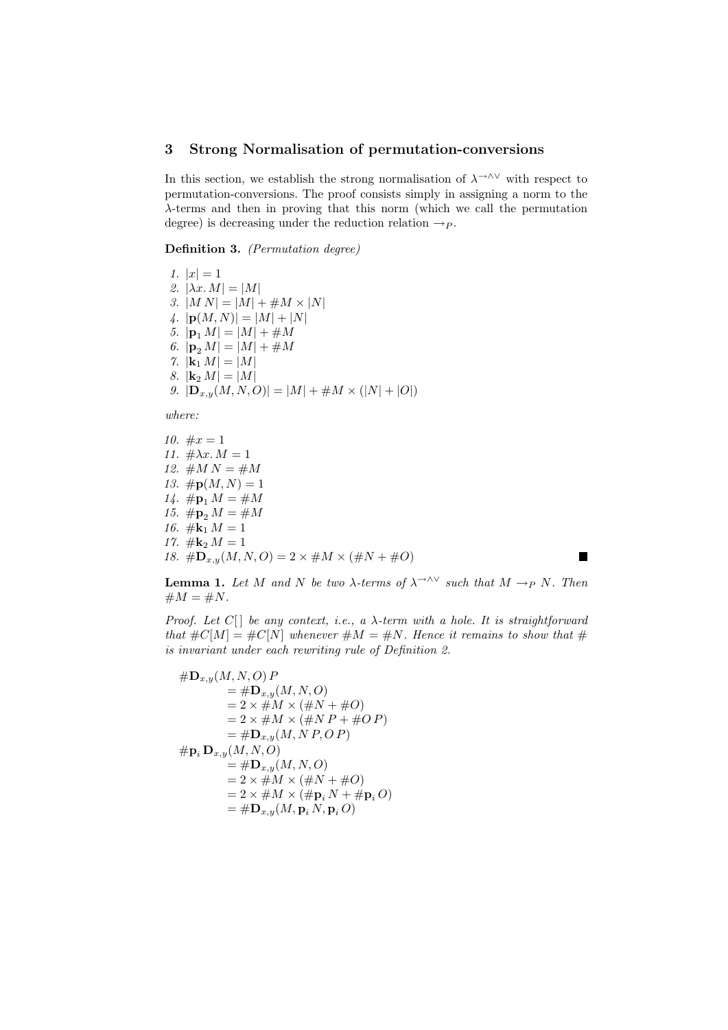## 3 Strong Normalisation of permutation-conversions

In this section, we establish the strong normalisation of $\lambda^{\to\wedge\vee}$ with respect to permutation-conversions. The proof consists simply in assigning a norm to the $\lambda$-terms and then in proving that this norm (which we call the permutation degree) is decreasing under the reduction relation $\to_P$.

**Definition 3.** *(Permutation degree)*

1. $|x| = 1$
2. $|\lambda x.\, M| = |M|$
3. $|M\, N| = |M| + \#M \times |N|$
4. $|\mathbf{p}(M, N)| = |M| + |N|$
5. $|\mathbf{p}_1\, M| = |M| + \#M$
6. $|\mathbf{p}_2\, M| = |M| + \#M$
7. $|\mathbf{k}_1\, M| = |M|$
8. $|\mathbf{k}_2\, M| = |M|$
9. $|\mathbf{D}_{x,y}(M, N, O)| = |M| + \#M \times (|N| + |O|)$

*where:*

10. $\#x = 1$
11. $\#\lambda x.\, M = 1$
12. $\#M\, N = \#M$
13. $\#\mathbf{p}(M, N) = 1$
14. $\#\mathbf{p}_1\, M = \#M$
15. $\#\mathbf{p}_2\, M = \#M$
16. $\#\mathbf{k}_1\, M = 1$
17. $\#\mathbf{k}_2\, M = 1$
18. $\#\mathbf{D}_{x,y}(M, N, O) = 2 \times \#M \times (\#N + \#O)$ ■

**Lemma 1.** *Let $M$ and $N$ be two $\lambda$-terms of $\lambda^{\to\wedge\vee}$ such that $M \to_P N$. Then $\#M = \#N$.*

*Proof.* Let $C[\,]$ be any context, i.e., a $\lambda$-term with a hole. It is straightforward that $\#C[M] = \#C[N]$ whenever $\#M = \#N$. Hence it remains to show that $\#$ is invariant under each rewriting rule of Definition 2.

$$
\begin{aligned}
&\#\mathbf{D}_{x,y}(M, N, O)\, P \\
&\qquad = \#\mathbf{D}_{x,y}(M, N, O) \\
&\qquad = 2 \times \#M \times (\#N + \#O) \\
&\qquad = 2 \times \#M \times (\#N\, P + \#O\, P) \\
&\qquad = \#\mathbf{D}_{x,y}(M, N\, P, O\, P) \\
&\#\mathbf{p}_i\, \mathbf{D}_{x,y}(M, N, O) \\
&\qquad = \#\mathbf{D}_{x,y}(M, N, O) \\
&\qquad = 2 \times \#M \times (\#N + \#O) \\
&\qquad = 2 \times \#M \times (\#\mathbf{p}_i\, N + \#\mathbf{p}_i\, O) \\
&\qquad = \#\mathbf{D}_{x,y}(M, \mathbf{p}_i\, N, \mathbf{p}_i\, O)
\end{aligned}
$$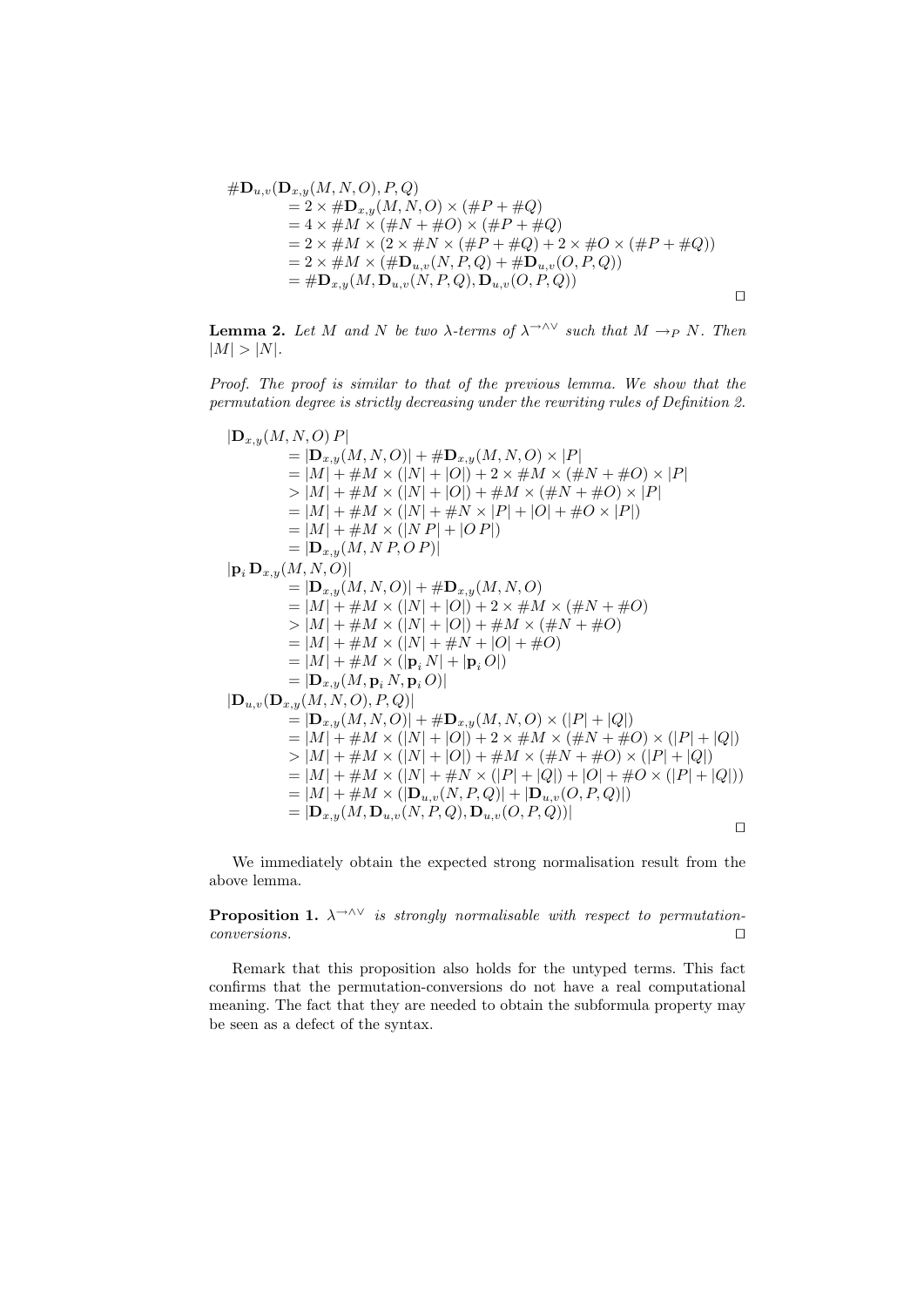$$
\begin{aligned}
&\#\mathbf{D}_{u,v}(\mathbf{D}_{x,y}(M,N,O),P,Q)\\
&\qquad = 2 \times \#\mathbf{D}_{x,y}(M,N,O) \times (\#P + \#Q)\\
&\qquad = 4 \times \#M \times (\#N + \#O) \times (\#P + \#Q)\\
&\qquad = 2 \times \#M \times (2 \times \#N \times (\#P + \#Q) + 2 \times \#O \times (\#P + \#Q))\\
&\qquad = 2 \times \#M \times (\#\mathbf{D}_{u,v}(N,P,Q) + \#\mathbf{D}_{u,v}(O,P,Q))\\
&\qquad = \#\mathbf{D}_{x,y}(M,\mathbf{D}_{u,v}(N,P,Q),\mathbf{D}_{u,v}(O,P,Q))
\end{aligned}
$$

□

**Lemma 2.** *Let $M$ and $N$ be two $\lambda$-terms of $\lambda^{\rightarrow\wedge\vee}$ such that $M \rightarrow_P N$. Then $|M| > |N|$.*

*Proof. The proof is similar to that of the previous lemma. We show that the permutation degree is strictly decreasing under the rewriting rules of Definition 2.*

$$
\begin{aligned}
&|\mathbf{D}_{x,y}(M,N,O)\,P|\\
&\qquad = |\mathbf{D}_{x,y}(M,N,O)| + \#\mathbf{D}_{x,y}(M,N,O) \times |P|\\
&\qquad = |M| + \#M \times (|N| + |O|) + 2 \times \#M \times (\#N + \#O) \times |P|\\
&\qquad > |M| + \#M \times (|N| + |O|) + \#M \times (\#N + \#O) \times |P|\\
&\qquad = |M| + \#M \times (|N| + \#N \times |P| + |O| + \#O \times |P|)\\
&\qquad = |M| + \#M \times (|N\,P| + |O\,P|)\\
&\qquad = |\mathbf{D}_{x,y}(M,N\,P,O\,P)|\\
&|\mathbf{p}_i\,\mathbf{D}_{x,y}(M,N,O)|\\
&\qquad = |\mathbf{D}_{x,y}(M,N,O)| + \#\mathbf{D}_{x,y}(M,N,O)\\
&\qquad = |M| + \#M \times (|N| + |O|) + 2 \times \#M \times (\#N + \#O)\\
&\qquad > |M| + \#M \times (|N| + |O|) + \#M \times (\#N + \#O)\\
&\qquad = |M| + \#M \times (|N| + \#N + |O| + \#O)\\
&\qquad = |M| + \#M \times (|\mathbf{p}_i\,N| + |\mathbf{p}_i\,O|)\\
&\qquad = |\mathbf{D}_{x,y}(M,\mathbf{p}_i\,N,\mathbf{p}_i\,O)|\\
&|\mathbf{D}_{u,v}(\mathbf{D}_{x,y}(M,N,O),P,Q)|\\
&\qquad = |\mathbf{D}_{x,y}(M,N,O)| + \#\mathbf{D}_{x,y}(M,N,O) \times (|P| + |Q|)\\
&\qquad = |M| + \#M \times (|N| + |O|) + 2 \times \#M \times (\#N + \#O) \times (|P| + |Q|)\\
&\qquad > |M| + \#M \times (|N| + |O|) + \#M \times (\#N + \#O) \times (|P| + |Q|)\\
&\qquad = |M| + \#M \times (|N| + \#N \times (|P| + |Q|) + |O| + \#O \times (|P| + |Q|))\\
&\qquad = |M| + \#M \times (|\mathbf{D}_{u,v}(N,P,Q)| + |\mathbf{D}_{u,v}(O,P,Q)|)\\
&\qquad = |\mathbf{D}_{x,y}(M,\mathbf{D}_{u,v}(N,P,Q),\mathbf{D}_{u,v}(O,P,Q))|
\end{aligned}
$$

□

We immediately obtain the expected strong normalisation result from the above lemma.

**Proposition 1.** *$\lambda^{\rightarrow\wedge\vee}$ is strongly normalisable with respect to permutation-conversions.* □

Remark that this proposition also holds for the untyped terms. This fact confirms that the permutation-conversions do not have a real computational meaning. The fact that they are needed to obtain the subformula property may be seen as a defect of the syntax.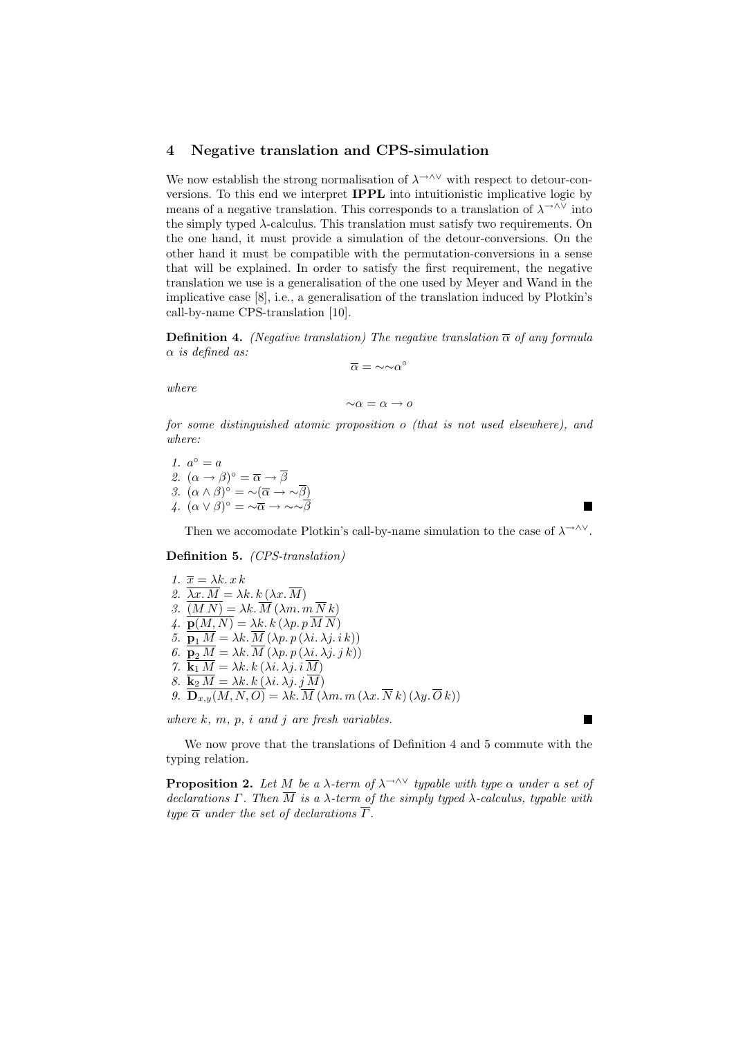## 4 Negative translation and CPS-simulation

We now establish the strong normalisation of $\lambda^{\to\wedge\vee}$ with respect to detour-conversions. To this end we interpret **IPPL** into intuitionistic implicative logic by means of a negative translation. This corresponds to a translation of $\lambda^{\to\wedge\vee}$ into the simply typed $\lambda$-calculus. This translation must satisfy two requirements. On the one hand, it must provide a simulation of the detour-conversions. On the other hand it must be compatible with the permutation-conversions in a sense that will be explained. In order to satisfy the first requirement, the negative translation we use is a generalisation of the one used by Meyer and Wand in the implicative case [8], i.e., a generalisation of the translation induced by Plotkin's call-by-name CPS-translation [10].

**Definition 4.** *(Negative translation) The negative translation $\overline{\alpha}$ of any formula $\alpha$ is defined as:*

$$\overline{\alpha} = \sim\sim\alpha^\circ$$

*where*

$$\sim\alpha = \alpha \to o$$

*for some distinguished atomic proposition $o$ (that is not used elsewhere), and where:*

1. $a^\circ = a$
2. $(\alpha \to \beta)^\circ = \overline{\alpha} \to \overline{\beta}$
3. $(\alpha \wedge \beta)^\circ = \sim(\overline{\alpha} \to \sim\overline{\beta})$
4. $(\alpha \vee \beta)^\circ = \sim\overline{\alpha} \to \sim\sim\overline{\beta}$ ∎

Then we accomodate Plotkin's call-by-name simulation to the case of $\lambda^{\to\wedge\vee}$.

**Definition 5.** *(CPS-translation)*

1. $\overline{x} = \lambda k.\, x\, k$
2. $\overline{\lambda x.\, M} = \lambda k.\, k\, (\lambda x.\, \overline{M})$
3. $\overline{(M\, N)} = \lambda k.\, \overline{M}\, (\lambda m.\, m\, \overline{N}\, k)$
4. $\overline{\mathbf{p}(M, N)} = \lambda k.\, k\, (\lambda p.\, p\, \overline{M}\, \overline{N})$
5. $\overline{\mathbf{p}_1\, M} = \lambda k.\, \overline{M}\, (\lambda p.\, p\, (\lambda i.\, \lambda j.\, i\, k))$
6. $\overline{\mathbf{p}_2\, M} = \lambda k.\, \overline{M}\, (\lambda p.\, p\, (\lambda i.\, \lambda j.\, j\, k))$
7. $\overline{\mathbf{k}_1\, M} = \lambda k.\, k\, (\lambda i.\, \lambda j.\, i\, \overline{M})$
8. $\overline{\mathbf{k}_2\, M} = \lambda k.\, k\, (\lambda i.\, \lambda j.\, j\, \overline{M})$
9. $\overline{\mathbf{D}_{x,y}(M, N, O)} = \lambda k.\, \overline{M}\, (\lambda m.\, m\, (\lambda x.\, \overline{N}\, k)\, (\lambda y.\, \overline{O}\, k))$

*where $k$, $m$, $p$, $i$ and $j$ are fresh variables.* ∎

We now prove that the translations of Definition 4 and 5 commute with the typing relation.

**Proposition 2.** *Let $M$ be a $\lambda$-term of $\lambda^{\to\wedge\vee}$ typable with type $\alpha$ under a set of declarations $\Gamma$. Then $\overline{M}$ is a $\lambda$-term of the simply typed $\lambda$-calculus, typable with type $\overline{\alpha}$ under the set of declarations $\overline{\Gamma}$.*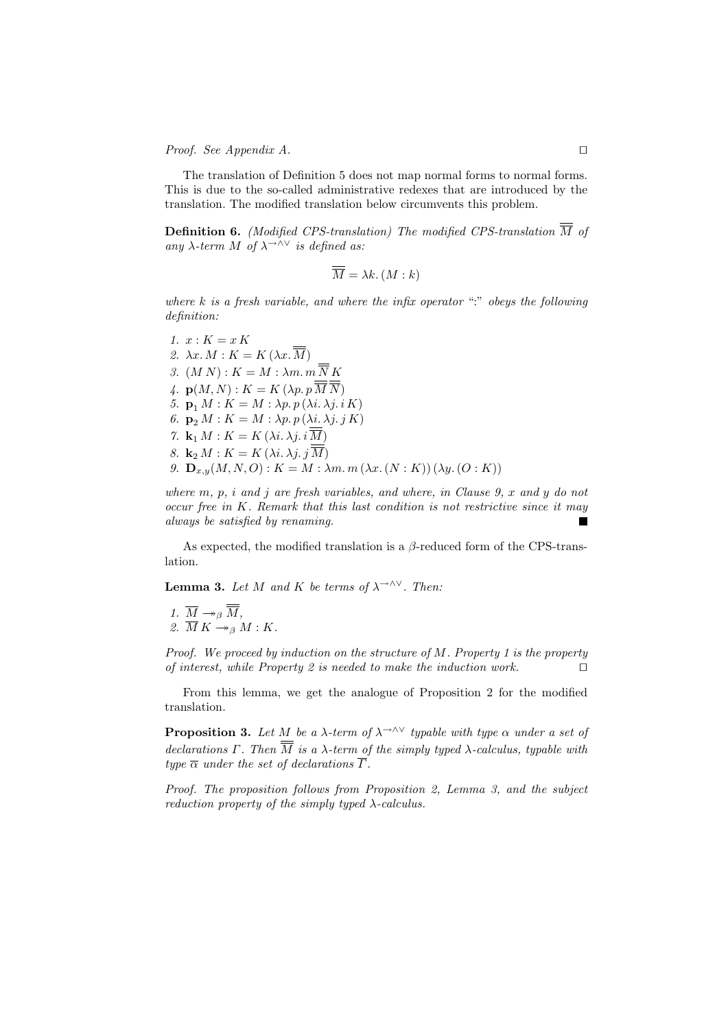*Proof.* See Appendix A. □

The translation of Definition 5 does not map normal forms to normal forms. This is due to the so-called administrative redexes that are introduced by the translation. The modified translation below circumvents this problem.

**Definition 6.** *(Modified CPS-translation) The modified CPS-translation $\overline{\overline{M}}$ of any $\lambda$-term $M$ of $\lambda^{\to\wedge\vee}$ is defined as:*

$$\overline{\overline{M}} = \lambda k.\, (M : k)$$

*where $k$ is a fresh variable, and where the infix operator ":" obeys the following definition:*

1. $x : K = x\, K$
2. $\lambda x.\, M : K = K\, (\lambda x.\, \overline{\overline{M}})$
3. $(M\, N) : K = M : \lambda m.\, m\, \overline{\overline{N}}\, K$
4. $\mathbf{p}(M, N) : K = K\, (\lambda p.\, p\, \overline{\overline{M}}\, \overline{\overline{N}})$
5. $\mathbf{p}_1\, M : K = M : \lambda p.\, p\, (\lambda i.\, \lambda j.\, i\, K)$
6. $\mathbf{p}_2\, M : K = M : \lambda p.\, p\, (\lambda i.\, \lambda j.\, j\, K)$
7. $\mathbf{k}_1\, M : K = K\, (\lambda i.\, \lambda j.\, i\, \overline{\overline{M}})$
8. $\mathbf{k}_2\, M : K = K\, (\lambda i.\, \lambda j.\, j\, \overline{\overline{M}})$
9. $\mathbf{D}_{x,y}(M, N, O) : K = M : \lambda m.\, m\, (\lambda x.\, (N : K))\, (\lambda y.\, (O : K))$

*where $m$, $p$, $i$ and $j$ are fresh variables, and where, in Clause 9, $x$ and $y$ do not occur free in $K$. Remark that this last condition is not restrictive since it may always be satisfied by renaming.* ■

As expected, the modified translation is a $\beta$-reduced form of the CPS-translation.

**Lemma 3.** *Let $M$ and $K$ be terms of $\lambda^{\to\wedge\vee}$. Then:*

1. $\overline{M} \twoheadrightarrow_\beta \overline{\overline{M}}$,
2. $\overline{M}\, K \twoheadrightarrow_\beta M : K$.

*Proof.* We proceed by induction on the structure of $M$. Property 1 is the property of interest, while Property 2 is needed to make the induction work. □

From this lemma, we get the analogue of Proposition 2 for the modified translation.

**Proposition 3.** *Let $M$ be a $\lambda$-term of $\lambda^{\to\wedge\vee}$ typable with type $\alpha$ under a set of declarations $\Gamma$. Then $\overline{\overline{M}}$ is a $\lambda$-term of the simply typed $\lambda$-calculus, typable with type $\overline{\alpha}$ under the set of declarations $\overline{\Gamma}$.*

*Proof.* The proposition follows from Proposition 2, Lemma 3, and the subject reduction property of the simply typed $\lambda$-calculus.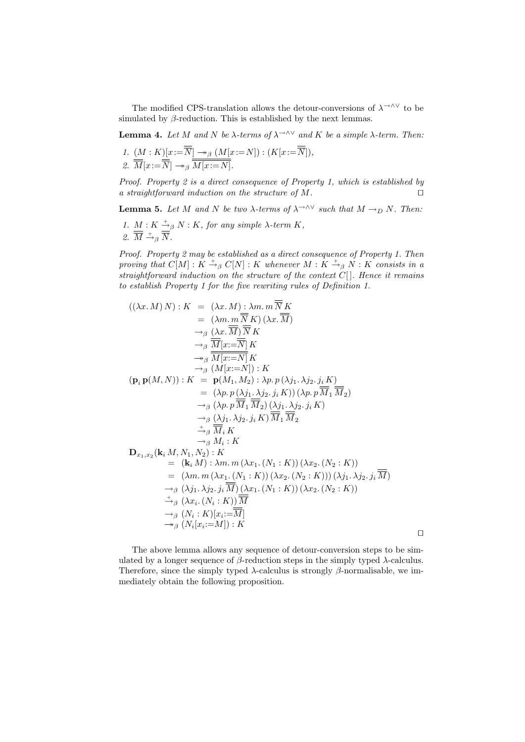The modified CPS-translation allows the detour-conversions of $\lambda^{\to\wedge\vee}$ to be simulated by $\beta$-reduction. This is established by the next lemmas.

**Lemma 4.** *Let $M$ and $N$ be $\lambda$-terms of $\lambda^{\to\wedge\vee}$ and $K$ be a simple $\lambda$-term. Then:*

1. $(M : K)[x{:=}\overline{\overline{N}}] \twoheadrightarrow_\beta (M[x{:=}N]) : (K[x{:=}\overline{\overline{N}}])$,
2. $\overline{\overline{M}}[x{:=}\overline{\overline{N}}] \twoheadrightarrow_\beta \overline{\overline{M[x{:=}N]}}$.

*Proof.* *Property 2 is a direct consequence of Property 1, which is established by a straightforward induction on the structure of $M$.* □

**Lemma 5.** *Let $M$ and $N$ be two $\lambda$-terms of $\lambda^{\to\wedge\vee}$ such that $M \to_D N$. Then:*

1. $M : K \xrightarrow{+}_\beta N : K$, *for any simple $\lambda$-term $K$,*
2. $\overline{\overline{M}} \xrightarrow{+}_\beta \overline{\overline{N}}$.

*Proof.* *Property 2 may be established as a direct consequence of Property 1. Then proving that $C[M] : K \xrightarrow{+}_\beta C[N] : K$ whenever $M : K \xrightarrow{+}_\beta N : K$ consists in a straightforward induction on the structure of the context $C[\,]$. Hence it remains to establish Property 1 for the five rewriting rules of Definition 1.*

$$
\begin{aligned}
((\lambda x.\, M)\, N) : K \;&=\; (\lambda x.\, M) : \lambda m.\, m\, \overline{\overline{N}}\, K \\
&=\; (\lambda m.\, m\, \overline{\overline{N}}\, K)\, (\lambda x.\, \overline{\overline{M}}) \\
&\to_\beta\; (\lambda x.\, \overline{\overline{M}})\, \overline{\overline{N}}\, K \\
&\to_\beta\; \overline{\overline{M}}[x{:=}\overline{\overline{N}}]\, K \\
&\twoheadrightarrow_\beta\; \overline{\overline{M[x{:=}N]}}\, K \\
&\to_\beta\; (M[x{:=}N]) : K
\end{aligned}
$$

$$
\begin{aligned}
(\mathbf{p}_i\, \mathbf{p}(M, N)) : K \;&=\; \mathbf{p}(M_1, M_2) : \lambda p.\, p\, (\lambda j_1.\, \lambda j_2.\, j_i\, K) \\
&=\; (\lambda p.\, p\, (\lambda j_1.\, \lambda j_2.\, j_i\, K))\, (\lambda p.\, p\, \overline{\overline{M}}_1\, \overline{\overline{M}}_2) \\
&\to_\beta\; (\lambda p.\, p\, \overline{\overline{M}}_1\, \overline{\overline{M}}_2)\, (\lambda j_1.\, \lambda j_2.\, j_i\, K) \\
&\to_\beta\; (\lambda j_1.\, \lambda j_2.\, j_i\, K)\, \overline{\overline{M}}_1\, \overline{\overline{M}}_2 \\
&\xrightarrow{+}_\beta\; \overline{\overline{M}}_i\, K \\
&\to_\beta\; M_i : K
\end{aligned}
$$

$$
\begin{aligned}
&\mathbf{D}_{x_1,x_2}(\mathbf{k}_i\, M, N_1, N_2) : K \\
&\quad=\; (\mathbf{k}_i\, M) : \lambda m.\, m\, (\lambda x_1.\, (N_1 : K))\, (\lambda x_2.\, (N_2 : K)) \\
&\quad=\; (\lambda m.\, m\, (\lambda x_1.\, (N_1 : K))\, (\lambda x_2.\, (N_2 : K)))\, (\lambda j_1.\, \lambda j_2.\, j_i\, \overline{\overline{M}}) \\
&\quad\to_\beta\; (\lambda j_1.\, \lambda j_2.\, j_i\, \overline{\overline{M}})\, (\lambda x_1.\, (N_1 : K))\, (\lambda x_2.\, (N_2 : K)) \\
&\quad\xrightarrow{+}_\beta\; (\lambda x_i.\, (N_i : K))\, \overline{\overline{M}} \\
&\quad\to_\beta\; (N_i : K)[x_i{:=}\overline{\overline{M}}] \\
&\quad\twoheadrightarrow_\beta\; (N_i[x_i{:=}M]) : K
\end{aligned}
$$

□

The above lemma allows any sequence of detour-conversion steps to be simulated by a longer sequence of $\beta$-reduction steps in the simply typed $\lambda$-calculus. Therefore, since the simply typed $\lambda$-calculus is strongly $\beta$-normalisable, we immediately obtain the following proposition.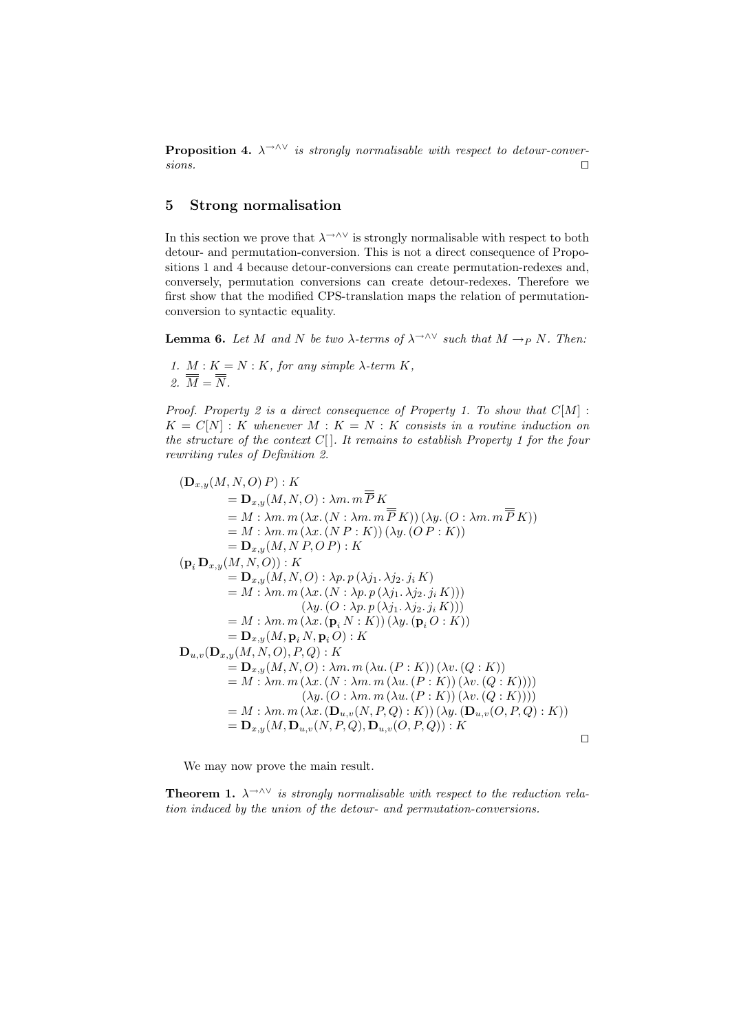**Proposition 4.** *$\lambda^{\rightarrow\wedge\vee}$ is strongly normalisable with respect to detour-conversions.* □

## 5 Strong normalisation

In this section we prove that $\lambda^{\rightarrow\wedge\vee}$ is strongly normalisable with respect to both detour- and permutation-conversion. This is not a direct consequence of Propositions 1 and 4 because detour-conversions can create permutation-redexes and, conversely, permutation conversions can create detour-redexes. Therefore we first show that the modified CPS-translation maps the relation of permutation-conversion to syntactic equality.

**Lemma 6.** *Let $M$ and $N$ be two $\lambda$-terms of $\lambda^{\rightarrow\wedge\vee}$ such that $M \rightarrow_P N$. Then:*

1. *$M : K = N : K$, for any simple $\lambda$-term $K$,*
2. *$\overline{\overline{M}} = \overline{\overline{N}}$.*

*Proof.* Property 2 is a direct consequence of Property 1. To show that $C[M] : K = C[N] : K$ whenever $M : K = N : K$ consists in a routine induction on the structure of the context $C[\,]$. It remains to establish Property 1 for the four rewriting rules of Definition 2.

$$
\begin{aligned}
&(\mathbf{D}_{x,y}(M, N, O)\, P) : K \\
&\qquad = \mathbf{D}_{x,y}(M, N, O) : \lambda m.\, m\, \overline{\overline{P}}\, K \\
&\qquad = M : \lambda m.\, m\, (\lambda x.\, (N : \lambda m.\, m\, \overline{\overline{P}}\, K))\, (\lambda y.\, (O : \lambda m.\, m\, \overline{\overline{P}}\, K)) \\
&\qquad = M : \lambda m.\, m\, (\lambda x.\, (N\, P : K))\, (\lambda y.\, (O\, P : K)) \\
&\qquad = \mathbf{D}_{x,y}(M, N\, P, O\, P) : K \\
&(\mathbf{p}_i\, \mathbf{D}_{x,y}(M, N, O)) : K \\
&\qquad = \mathbf{D}_{x,y}(M, N, O) : \lambda p.\, p\, (\lambda j_1.\, \lambda j_2.\, j_i\, K) \\
&\qquad = M : \lambda m.\, m\, (\lambda x.\, (N : \lambda p.\, p\, (\lambda j_1.\, \lambda j_2.\, j_i\, K))) \\
&\qquad\qquad\qquad\qquad (\lambda y.\, (O : \lambda p.\, p\, (\lambda j_1.\, \lambda j_2.\, j_i\, K))) \\
&\qquad = M : \lambda m.\, m\, (\lambda x.\, (\mathbf{p}_i\, N : K))\, (\lambda y.\, (\mathbf{p}_i\, O : K)) \\
&\qquad = \mathbf{D}_{x,y}(M, \mathbf{p}_i\, N, \mathbf{p}_i\, O) : K \\
&\mathbf{D}_{u,v}(\mathbf{D}_{x,y}(M, N, O), P, Q) : K \\
&\qquad = \mathbf{D}_{x,y}(M, N, O) : \lambda m.\, m\, (\lambda u.\, (P : K))\, (\lambda v.\, (Q : K)) \\
&\qquad = M : \lambda m.\, m\, (\lambda x.\, (N : \lambda m.\, m\, (\lambda u.\, (P : K))\, (\lambda v.\, (Q : K)))) \\
&\qquad\qquad\qquad\qquad (\lambda y.\, (O : \lambda m.\, m\, (\lambda u.\, (P : K))\, (\lambda v.\, (Q : K)))) \\
&\qquad = M : \lambda m.\, m\, (\lambda x.\, (\mathbf{D}_{u,v}(N, P, Q) : K))\, (\lambda y.\, (\mathbf{D}_{u,v}(O, P, Q) : K)) \\
&\qquad = \mathbf{D}_{x,y}(M, \mathbf{D}_{u,v}(N, P, Q), \mathbf{D}_{u,v}(O, P, Q)) : K
\end{aligned}
$$

□

We may now prove the main result.

**Theorem 1.** *$\lambda^{\rightarrow\wedge\vee}$ is strongly normalisable with respect to the reduction relation induced by the union of the detour- and permutation-conversions.*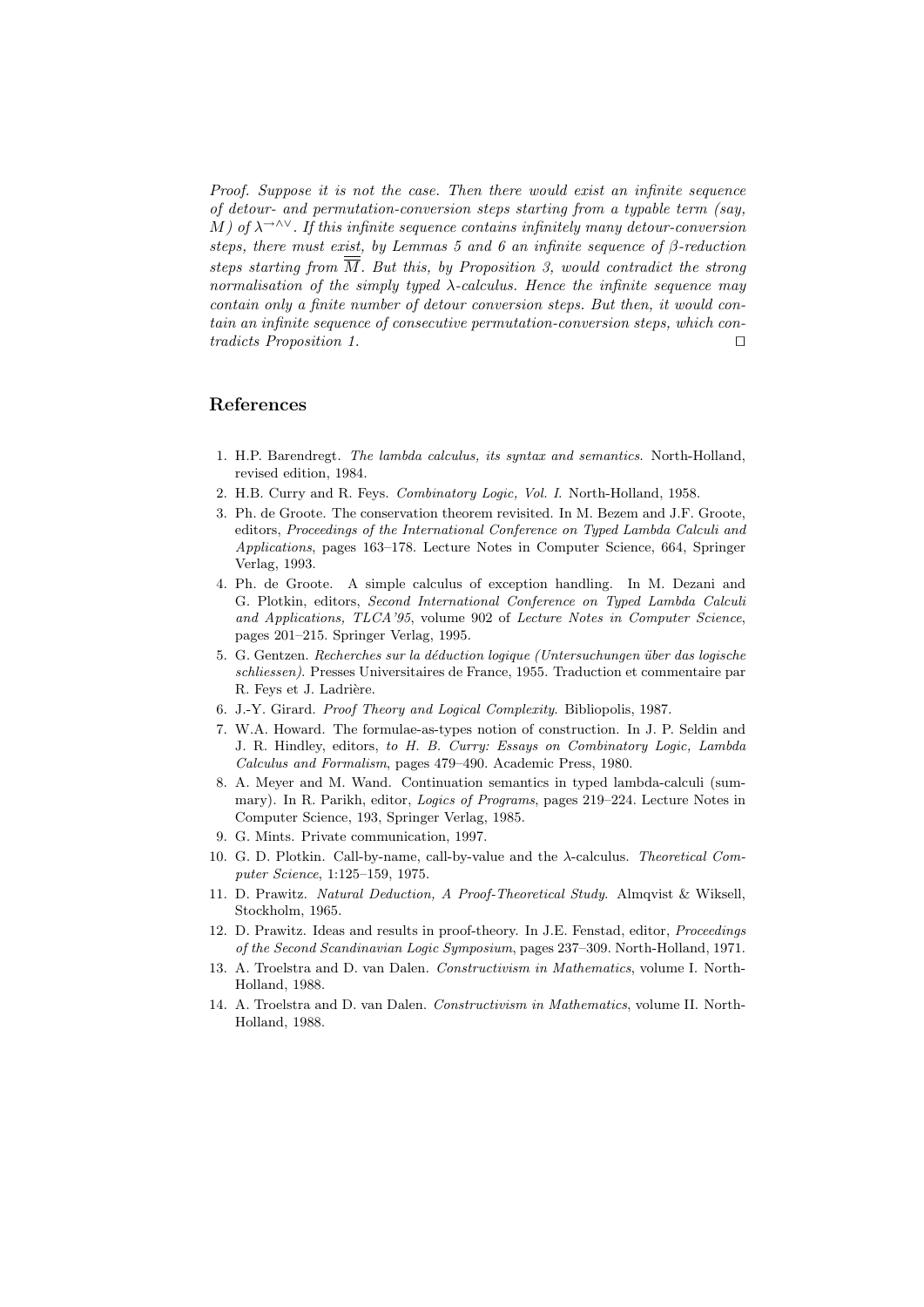*Proof.* *Suppose it is not the case. Then there would exist an infinite sequence of detour- and permutation-conversion steps starting from a typable term (say, $M$) of $\lambda^{\rightarrow\wedge\vee}$. If this infinite sequence contains infinitely many detour-conversion steps, there must exist, by Lemmas 5 and 6 an infinite sequence of $\beta$-reduction steps starting from $\overline{\overline{M}}$. But this, by Proposition 3, would contradict the strong normalisation of the simply typed $\lambda$-calculus. Hence the infinite sequence may contain only a finite number of detour conversion steps. But then, it would contain an infinite sequence of consecutive permutation-conversion steps, which contradicts Proposition 1.* □

## References

1. H.P. Barendregt. *The lambda calculus, its syntax and semantics.* North-Holland, revised edition, 1984.
2. H.B. Curry and R. Feys. *Combinatory Logic, Vol. I.* North-Holland, 1958.
3. Ph. de Groote. The conservation theorem revisited. In M. Bezem and J.F. Groote, editors, *Proceedings of the International Conference on Typed Lambda Calculi and Applications*, pages 163–178. Lecture Notes in Computer Science, 664, Springer Verlag, 1993.
4. Ph. de Groote. A simple calculus of exception handling. In M. Dezani and G. Plotkin, editors, *Second International Conference on Typed Lambda Calculi and Applications, TLCA'95*, volume 902 of *Lecture Notes in Computer Science*, pages 201–215. Springer Verlag, 1995.
5. G. Gentzen. *Recherches sur la déduction logique (Untersuchungen über das logische schliessen).* Presses Universitaires de France, 1955. Traduction et commentaire par R. Feys et J. Ladrière.
6. J.-Y. Girard. *Proof Theory and Logical Complexity.* Bibliopolis, 1987.
7. W.A. Howard. The formulae-as-types notion of construction. In J. P. Seldin and J. R. Hindley, editors, *to H. B. Curry: Essays on Combinatory Logic, Lambda Calculus and Formalism*, pages 479–490. Academic Press, 1980.
8. A. Meyer and M. Wand. Continuation semantics in typed lambda-calculi (summary). In R. Parikh, editor, *Logics of Programs*, pages 219–224. Lecture Notes in Computer Science, 193, Springer Verlag, 1985.
9. G. Mints. Private communication, 1997.
10. G. D. Plotkin. Call-by-name, call-by-value and the $\lambda$-calculus. *Theoretical Computer Science*, 1:125–159, 1975.
11. D. Prawitz. *Natural Deduction, A Proof-Theoretical Study.* Almqvist & Wiksell, Stockholm, 1965.
12. D. Prawitz. Ideas and results in proof-theory. In J.E. Fenstad, editor, *Proceedings of the Second Scandinavian Logic Symposium*, pages 237–309. North-Holland, 1971.
13. A. Troelstra and D. van Dalen. *Constructivism in Mathematics*, volume I. North-Holland, 1988.
14. A. Troelstra and D. van Dalen. *Constructivism in Mathematics*, volume II. North-Holland, 1988.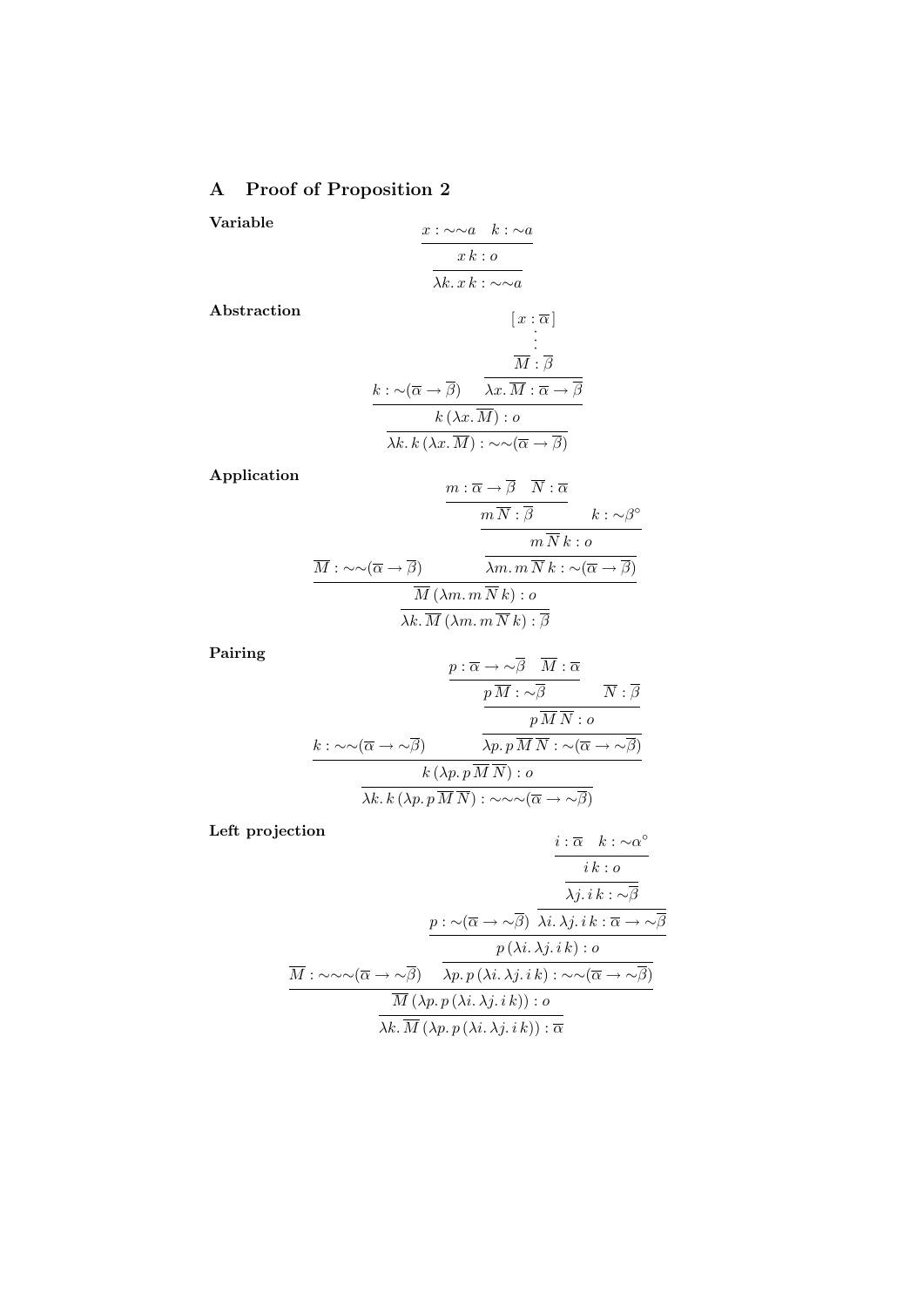## A Proof of Proposition 2

**Variable**

$$
\dfrac{\dfrac{x : \sim\sim a \quad k : \sim a}{x\,k : o}}{\lambda k.\, x\,k : \sim\sim a}
$$

**Abstraction**

$$
\dfrac{\dfrac{k : \sim(\overline{\alpha} \to \overline{\beta}) \quad \dfrac{\begin{matrix}[\,x : \overline{\alpha}\,] \\ \vdots \\ \overline{M} : \overline{\beta}\end{matrix}}{\lambda x.\, \overline{M} : \overline{\alpha} \to \overline{\beta}}}{k\,(\lambda x.\, \overline{M}) : o}}{\lambda k.\, k\,(\lambda x.\, \overline{M}) : \sim\sim(\overline{\alpha} \to \overline{\beta})}
$$

**Application**

$$
\dfrac{\dfrac{\overline{M} : \sim\sim(\overline{\alpha} \to \overline{\beta}) \quad \dfrac{\dfrac{\dfrac{m : \overline{\alpha} \to \overline{\beta} \quad \overline{N} : \overline{\alpha}}{m\,\overline{N} : \overline{\beta}} \quad k : \sim\beta^{\circ}}{m\,\overline{N}\,k : o}}{\lambda m.\, m\,\overline{N}\,k : \sim(\overline{\alpha} \to \overline{\beta})}}{\overline{M}\,(\lambda m.\, m\,\overline{N}\,k) : o}}{\lambda k.\, \overline{M}\,(\lambda m.\, m\,\overline{N}\,k) : \overline{\beta}}
$$

**Pairing**

$$
\dfrac{\dfrac{k : \sim\sim(\overline{\alpha} \to \sim\overline{\beta}) \quad \dfrac{\dfrac{\dfrac{p : \overline{\alpha} \to \sim\overline{\beta} \quad \overline{M} : \overline{\alpha}}{p\,\overline{M} : \sim\overline{\beta}} \quad \overline{N} : \overline{\beta}}{p\,\overline{M}\,\overline{N} : o}}{\lambda p.\, p\,\overline{M}\,\overline{N} : \sim(\overline{\alpha} \to \sim\overline{\beta})}}{k\,(\lambda p.\, p\,\overline{M}\,\overline{N}) : o}}{\lambda k.\, k\,(\lambda p.\, p\,\overline{M}\,\overline{N}) : \sim\sim\sim(\overline{\alpha} \to \sim\overline{\beta})}
$$

**Left projection**

$$
\dfrac{\dfrac{\overline{M} : \sim\sim\sim(\overline{\alpha} \to \sim\overline{\beta}) \quad \dfrac{\dfrac{p : \sim(\overline{\alpha} \to \sim\overline{\beta}) \quad \dfrac{\dfrac{\dfrac{i : \overline{\alpha} \quad k : \sim\alpha^{\circ}}{i\,k : o}}{\lambda j.\, i\,k : \sim\overline{\beta}}}{\lambda i.\, \lambda j.\, i\,k : \overline{\alpha} \to \sim\overline{\beta}}}{p\,(\lambda i.\, \lambda j.\, i\,k) : o}}{\lambda p.\, p\,(\lambda i.\, \lambda j.\, i\,k) : \sim\sim(\overline{\alpha} \to \sim\overline{\beta})}}{\overline{M}\,(\lambda p.\, p\,(\lambda i.\, \lambda j.\, i\,k)) : o}}{\lambda k.\, \overline{M}\,(\lambda p.\, p\,(\lambda i.\, \lambda j.\, i\,k)) : \overline{\alpha}}
$$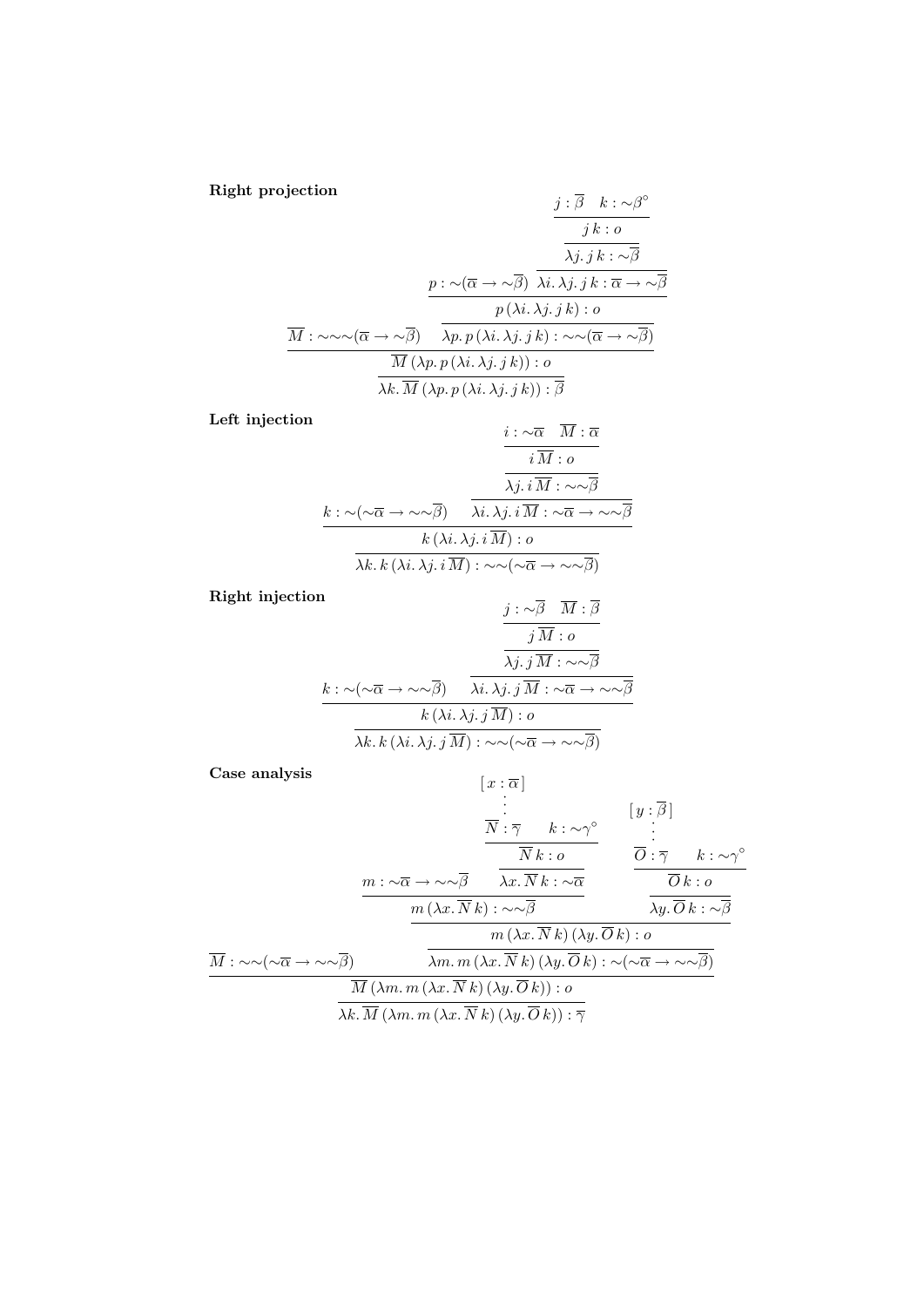**Right projection**

$$
\dfrac{\overline{M} : \sim\sim\sim(\overline{\alpha} \to \sim\overline{\beta}) \qquad \dfrac{\dfrac{p : \sim(\overline{\alpha} \to \sim\overline{\beta}) \qquad \dfrac{\dfrac{\dfrac{j : \overline{\beta} \quad k : \sim\beta^\circ}{j\,k : o}}{\lambda j.\, j\,k : \sim\overline{\beta}}}{\lambda i.\, \lambda j.\, j\,k : \overline{\alpha} \to \sim\overline{\beta}}}{p\,(\lambda i.\, \lambda j.\, j\,k) : o}}{\lambda p.\, p\,(\lambda i.\, \lambda j.\, j\,k) : \sim\sim(\overline{\alpha} \to \sim\overline{\beta})}}{\dfrac{\overline{M}\,(\lambda p.\, p\,(\lambda i.\, \lambda j.\, j\,k)) : o}{\lambda k.\, \overline{M}\,(\lambda p.\, p\,(\lambda i.\, \lambda j.\, j\,k)) : \overline{\beta}}}
$$

**Left injection**

$$
\dfrac{\dfrac{k : \sim(\sim\overline{\alpha} \to \sim\sim\overline{\beta}) \qquad \dfrac{\dfrac{\dfrac{i : \sim\overline{\alpha} \quad \overline{M} : \overline{\alpha}}{i\,\overline{M} : o}}{\lambda j.\, i\,\overline{M} : \sim\sim\overline{\beta}}}{\lambda i.\, \lambda j.\, i\,\overline{M} : \sim\overline{\alpha} \to \sim\sim\overline{\beta}}}{k\,(\lambda i.\, \lambda j.\, i\,\overline{M}) : o}}{\lambda k.\, k\,(\lambda i.\, \lambda j.\, i\,\overline{M}) : \sim\sim(\sim\overline{\alpha} \to \sim\sim\overline{\beta})}
$$

**Right injection**

$$
\dfrac{\dfrac{k : \sim(\sim\overline{\alpha} \to \sim\sim\overline{\beta}) \qquad \dfrac{\dfrac{\dfrac{j : \sim\overline{\beta} \quad \overline{M} : \overline{\beta}}{j\,\overline{M} : o}}{\lambda j.\, j\,\overline{M} : \sim\sim\overline{\beta}}}{\lambda i.\, \lambda j.\, j\,\overline{M} : \sim\overline{\alpha} \to \sim\sim\overline{\beta}}}{k\,(\lambda i.\, \lambda j.\, j\,\overline{M}) : o}}{\lambda k.\, k\,(\lambda i.\, \lambda j.\, j\,\overline{M}) : \sim\sim(\sim\overline{\alpha} \to \sim\sim\overline{\beta})}
$$

**Case analysis**

$$
\dfrac{\overline{M} : \sim\sim(\sim\overline{\alpha} \to \sim\sim\overline{\beta}) \qquad \dfrac{\dfrac{\dfrac{m : \sim\overline{\alpha} \to \sim\sim\overline{\beta} \qquad \dfrac{\dfrac{\begin{matrix}[\,x : \overline{\alpha}\,] \\ \vdots \\ \overline{N} : \overline{\gamma}\end{matrix} \quad k : \sim\gamma^\circ}{\overline{N}\,k : o}}{\lambda x.\, \overline{N}\,k : \sim\overline{\alpha}}}{m\,(\lambda x.\, \overline{N}\,k) : \sim\sim\overline{\beta}} \qquad \dfrac{\dfrac{\begin{matrix}[\,y : \overline{\beta}\,] \\ \vdots \\ \overline{O} : \overline{\gamma}\end{matrix} \quad k : \sim\gamma^\circ}{\overline{O}\,k : o}}{\lambda y.\, \overline{O}\,k : \sim\overline{\beta}}}{m\,(\lambda x.\, \overline{N}\,k)\,(\lambda y.\, \overline{O}\,k) : o}}{\lambda m.\, m\,(\lambda x.\, \overline{N}\,k)\,(\lambda y.\, \overline{O}\,k) : \sim(\sim\overline{\alpha} \to \sim\sim\overline{\beta})}}{\dfrac{\overline{M}\,(\lambda m.\, m\,(\lambda x.\, \overline{N}\,k)\,(\lambda y.\, \overline{O}\,k)) : o}{\lambda k.\, \overline{M}\,(\lambda m.\, m\,(\lambda x.\, \overline{N}\,k)\,(\lambda y.\, \overline{O}\,k)) : \overline{\gamma}}}
$$